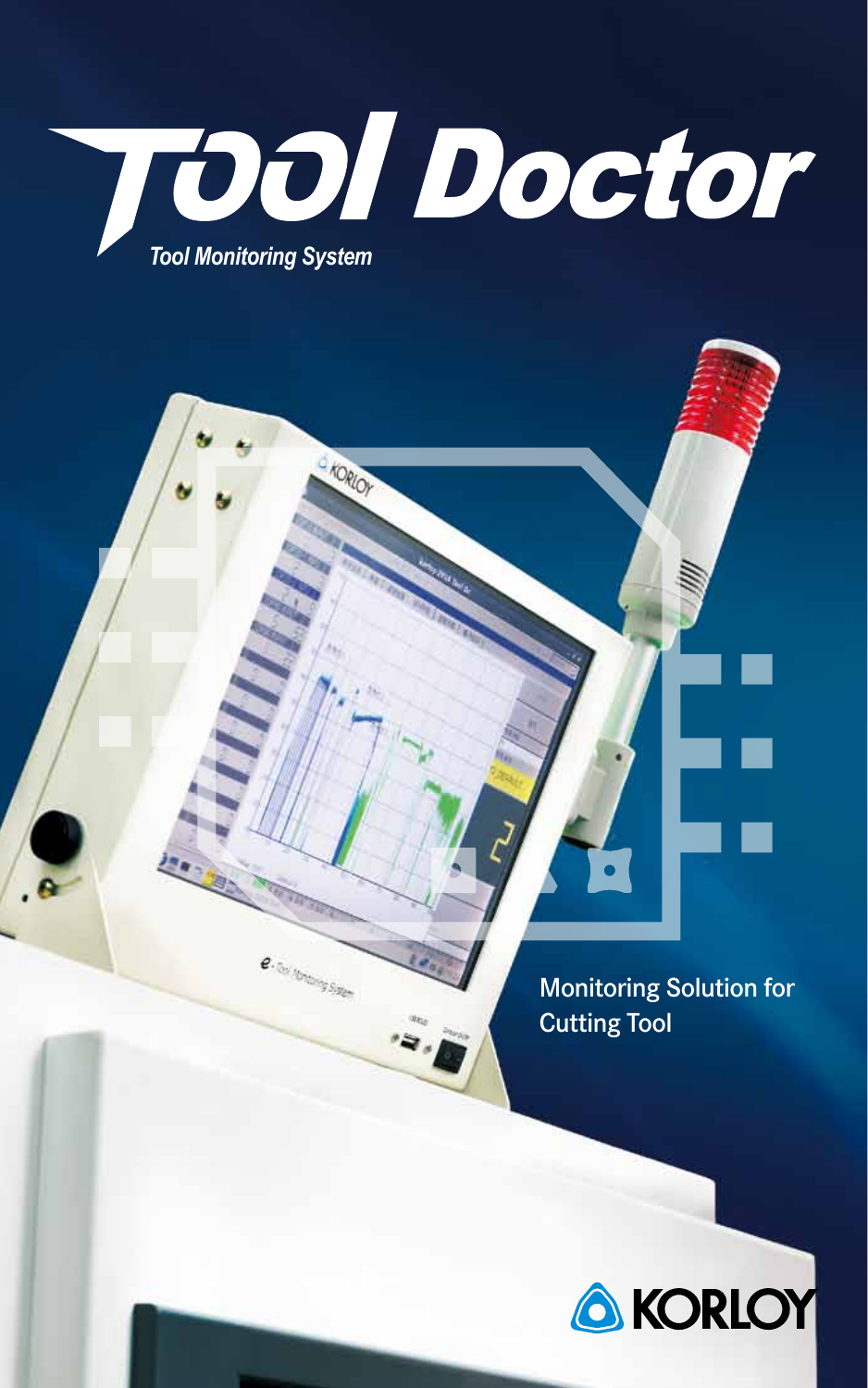# Tool Doctor

*Tool Monitoring System*

Monitoring Solution for Cutting Tool

KORLOY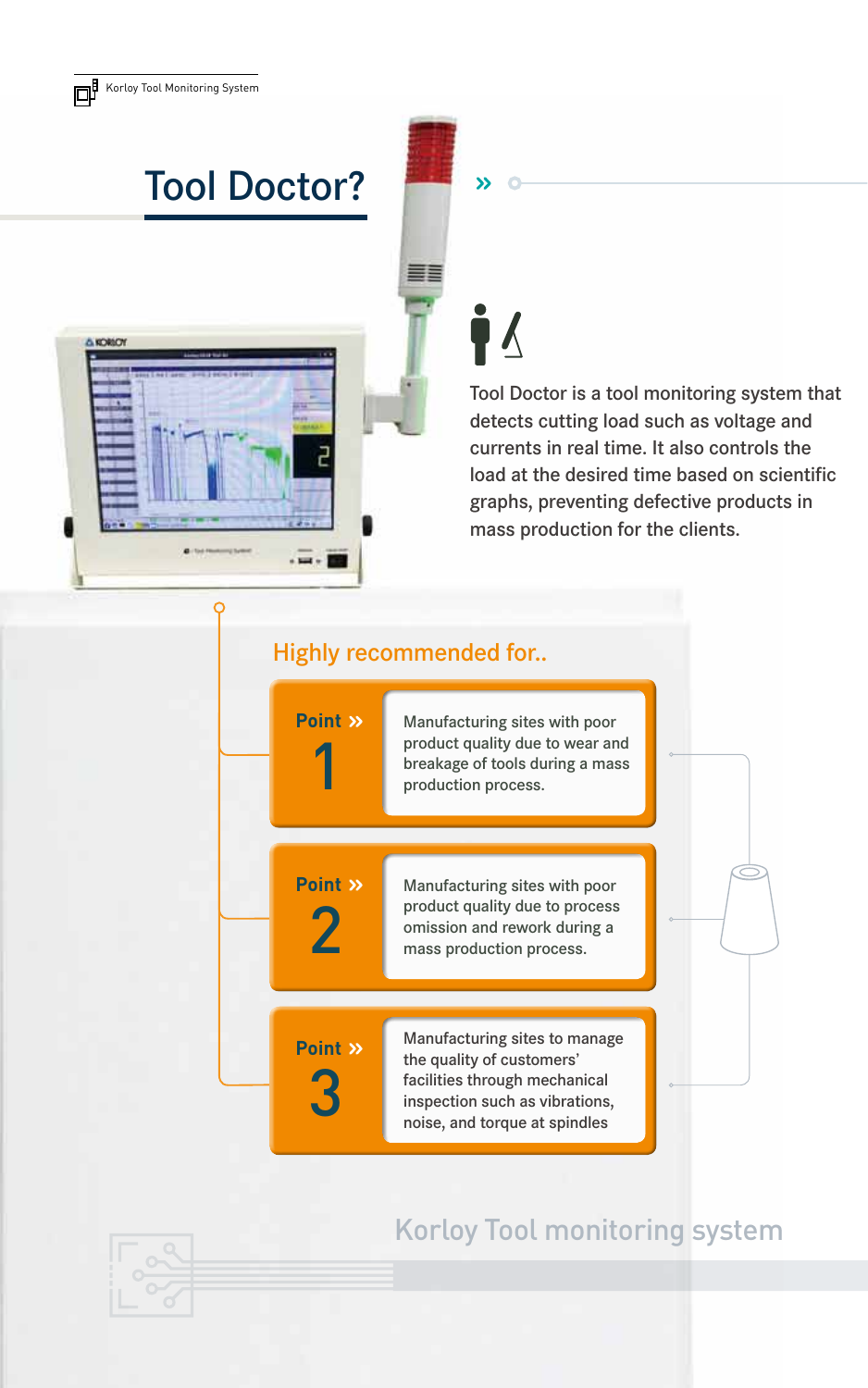# Tool Doctor?

Tool Doctor is a tool monitoring system that detects cutting load such as voltage and currents in real time. It also controls the load at the desired time based on scientific graphs, preventing defective products in mass production for the clients.

## Highly recommended for..

**Point » 1**

Manufacturing sites with poor product quality due to wear and breakage of tools during a mass production process.

**Point » 2**

Manufacturing sites with poor product quality due to process omission and rework during a mass production process.

**Point » 3**

Manufacturing sites to manage the quality of customers' facilities through mechanical inspection such as vibrations, noise, and torque at spindles

Korloy Tool monitoring system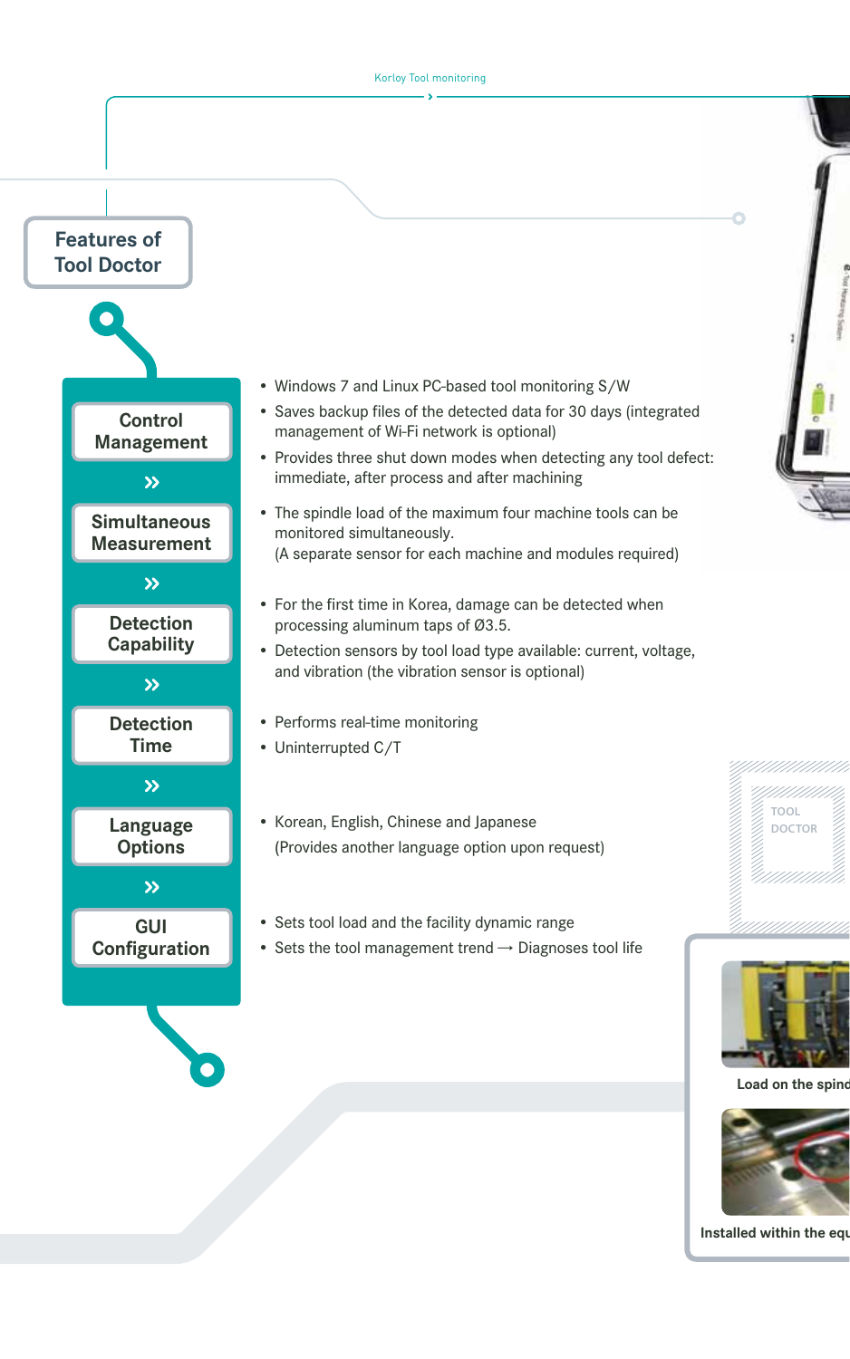## Features of Tool Doctor

### Control Management

- Windows 7 and Linux PC-based tool monitoring S/W
- Saves backup files of the detected data for 30 days (integrated management of Wi-Fi network is optional)
- Provides three shut down modes when detecting any tool defect: immediate, after process and after machining

### Simultaneous Measurement

- The spindle load of the maximum four machine tools can be monitored simultaneously.
  (A separate sensor for each machine and modules required)

### Detection Capability

- For the first time in Korea, damage can be detected when processing aluminum taps of Ø3.5.
- Detection sensors by tool load type available: current, voltage, and vibration (the vibration sensor is optional)

### Detection Time

- Performs real-time monitoring
- Uninterrupted C/T

### Language Options

- Korean, English, Chinese and Japanese
  (Provides another language option upon request)

### GUI Configuration

- Sets tool load and the facility dynamic range
- Sets the tool management trend → Diagnoses tool life

TOOL DOCTOR

Load on the spind

Installed within the equ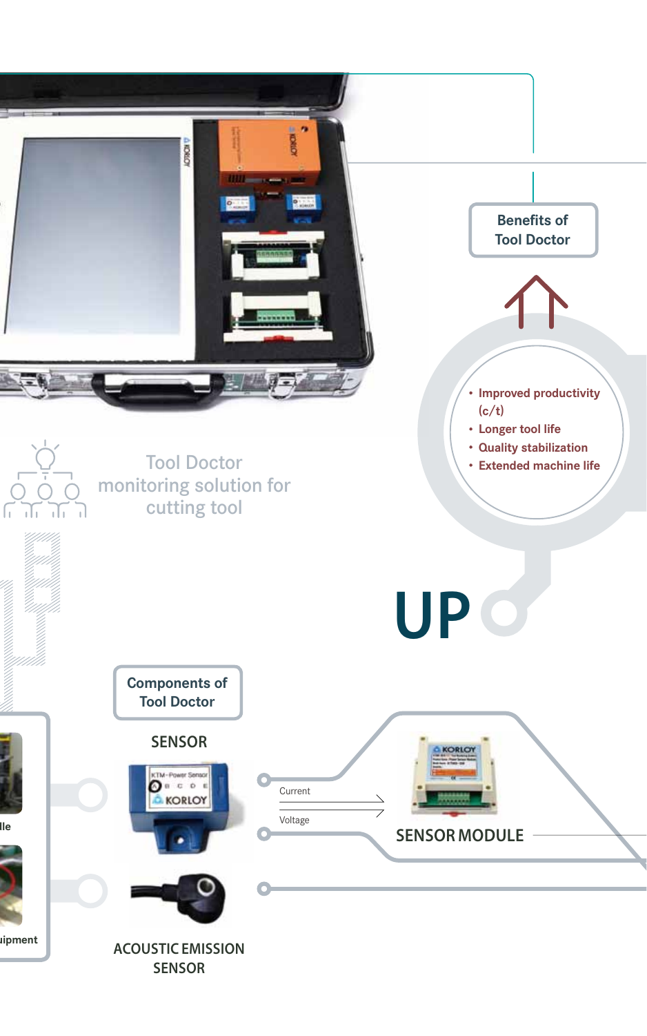## Benefits of Tool Doctor

- Improved productivity (c/t)
- Longer tool life
- Quality stabilization
- Extended machine life

UP

Tool Doctor monitoring solution for cutting tool

## Components of Tool Doctor

SENSOR

Current

Voltage

SENSOR MODULE

ACOUSTIC EMISSION SENSOR

lle

uipment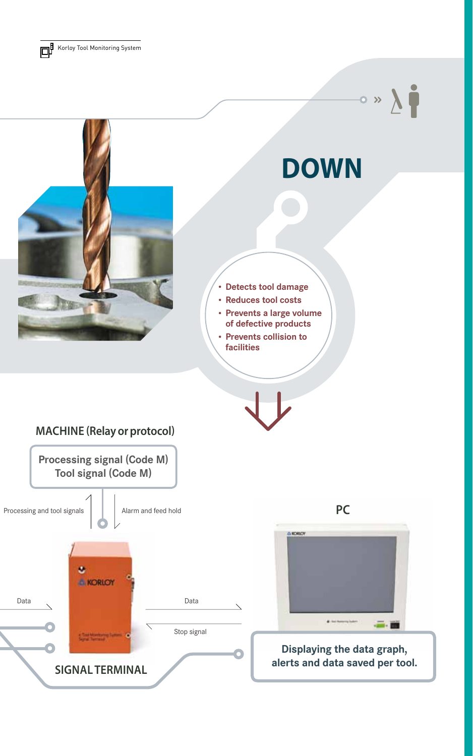# DOWN

- Detects tool damage
- Reduces tool costs
- Prevents a large volume of defective products
- Prevents collision to facilities

## MACHINE (Relay or protocol)

Processing signal (Code M)
Tool signal (Code M)

Processing and tool signals

Alarm and feed hold

## PC

Data

Data

Stop signal

## SIGNAL TERMINAL

Displaying the data graph, alerts and data saved per tool.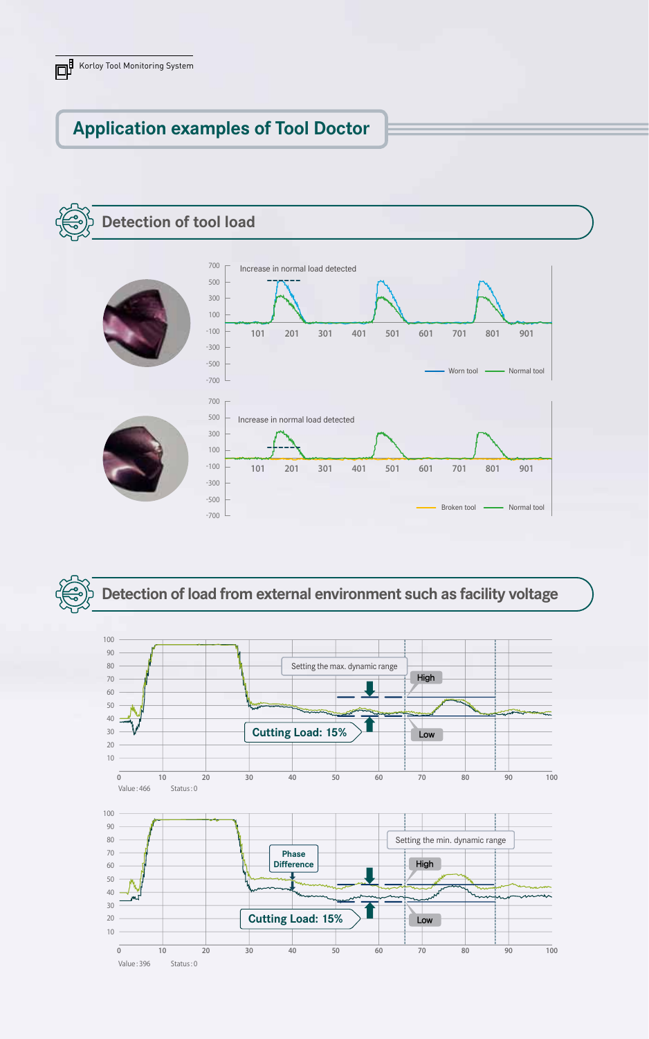Korloy Tool Monitoring System

# Application examples of Tool Doctor

## Detection of tool load

Increase in normal load detected

Worn tool — Normal tool

Increase in normal load detected

Broken tool — Normal tool

## Detection of load from external environment such as facility voltage

Setting the max. dynamic range

High

Low

Cutting Load: 15%

Value : 466 Status : 0

Setting the min. dynamic range

Phase Difference

High

Low

Cutting Load: 15%

Value : 396 Status : 0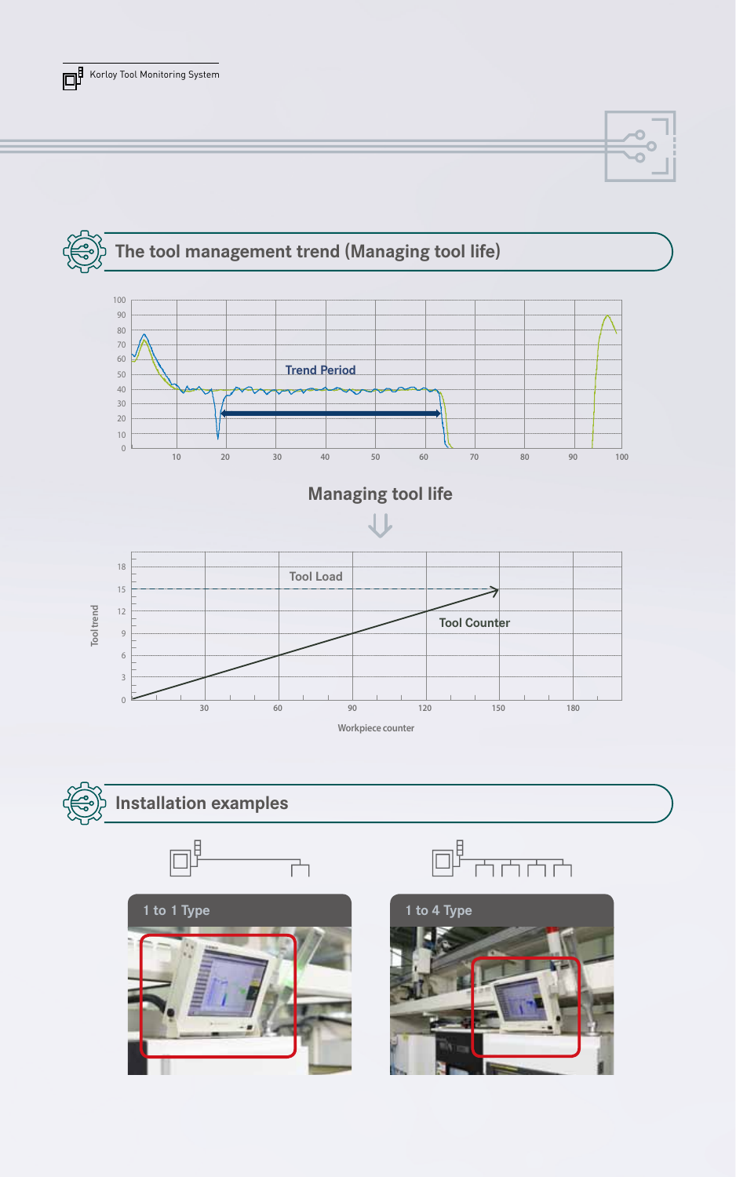## The tool management trend (Managing tool life)

Trend Period

Managing tool life

Tool Load

Tool Counter

Tool trend

Workpiece counter

## Installation examples

1 to 1 Type

1 to 4 Type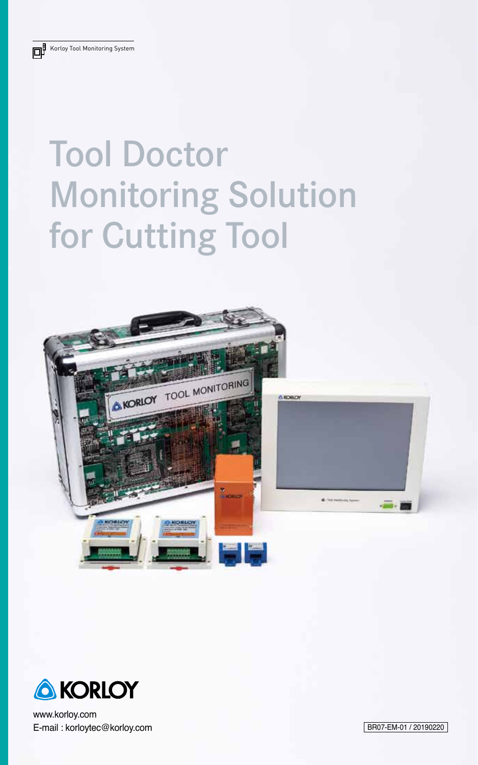Korloy Tool Monitoring System

# Tool Doctor Monitoring Solution for Cutting Tool

KORLOY

www.korloy.com
E-mail : korloytec@korloy.com

BR07-EM-01 / 20190220